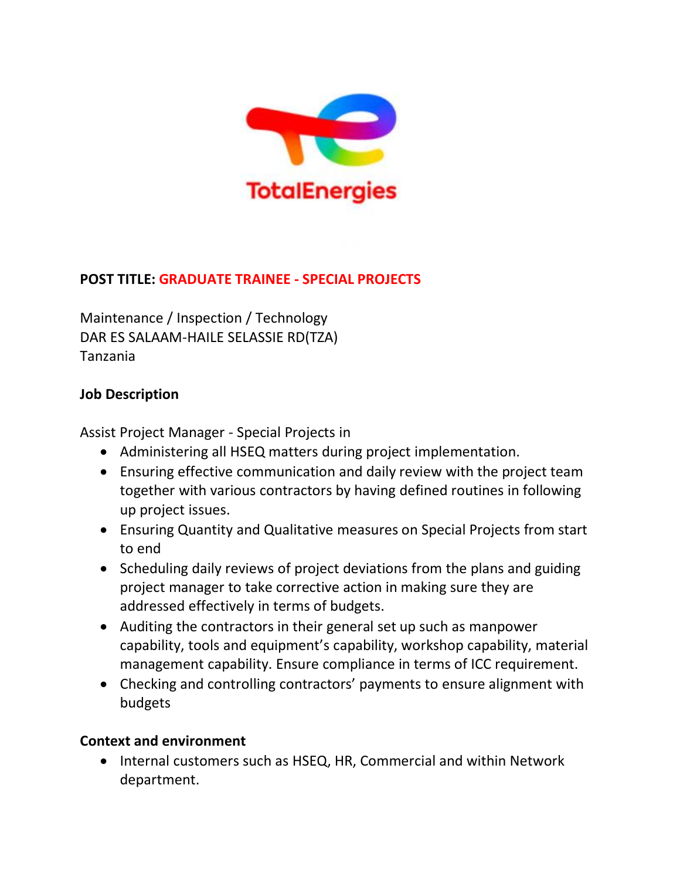TotalEnergies

**POST TITLE: GRADUATE TRAINEE - SPECIAL PROJECTS**

Maintenance / Inspection / Technology
DAR ES SALAAM-HAILE SELASSIE RD(TZA)
Tanzania

**Job Description**

Assist Project Manager - Special Projects in

- Administering all HSEQ matters during project implementation.
- Ensuring effective communication and daily review with the project team together with various contractors by having defined routines in following up project issues.
- Ensuring Quantity and Qualitative measures on Special Projects from start to end
- Scheduling daily reviews of project deviations from the plans and guiding project manager to take corrective action in making sure they are addressed effectively in terms of budgets.
- Auditing the contractors in their general set up such as manpower capability, tools and equipment's capability, workshop capability, material management capability. Ensure compliance in terms of ICC requirement.
- Checking and controlling contractors' payments to ensure alignment with budgets

**Context and environment**

- Internal customers such as HSEQ, HR, Commercial and within Network department.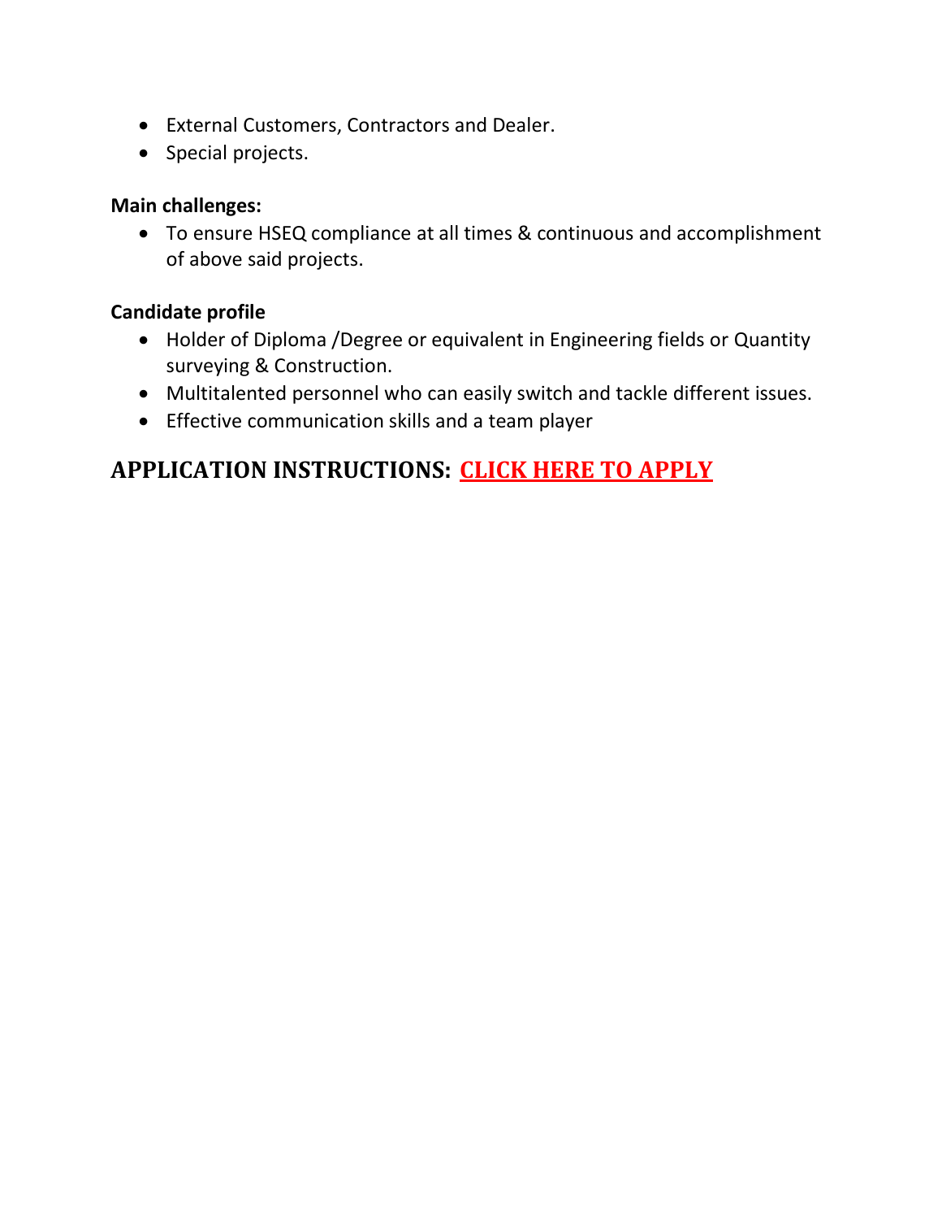- External Customers, Contractors and Dealer.
- Special projects.

**Main challenges:**

- To ensure HSEQ compliance at all times & continuous and accomplishment of above said projects.

**Candidate profile**

- Holder of Diploma /Degree or equivalent in Engineering fields or Quantity surveying & Construction.
- Multitalented personnel who can easily switch and tackle different issues.
- Effective communication skills and a team player

## APPLICATION INSTRUCTIONS: CLICK HERE TO APPLY